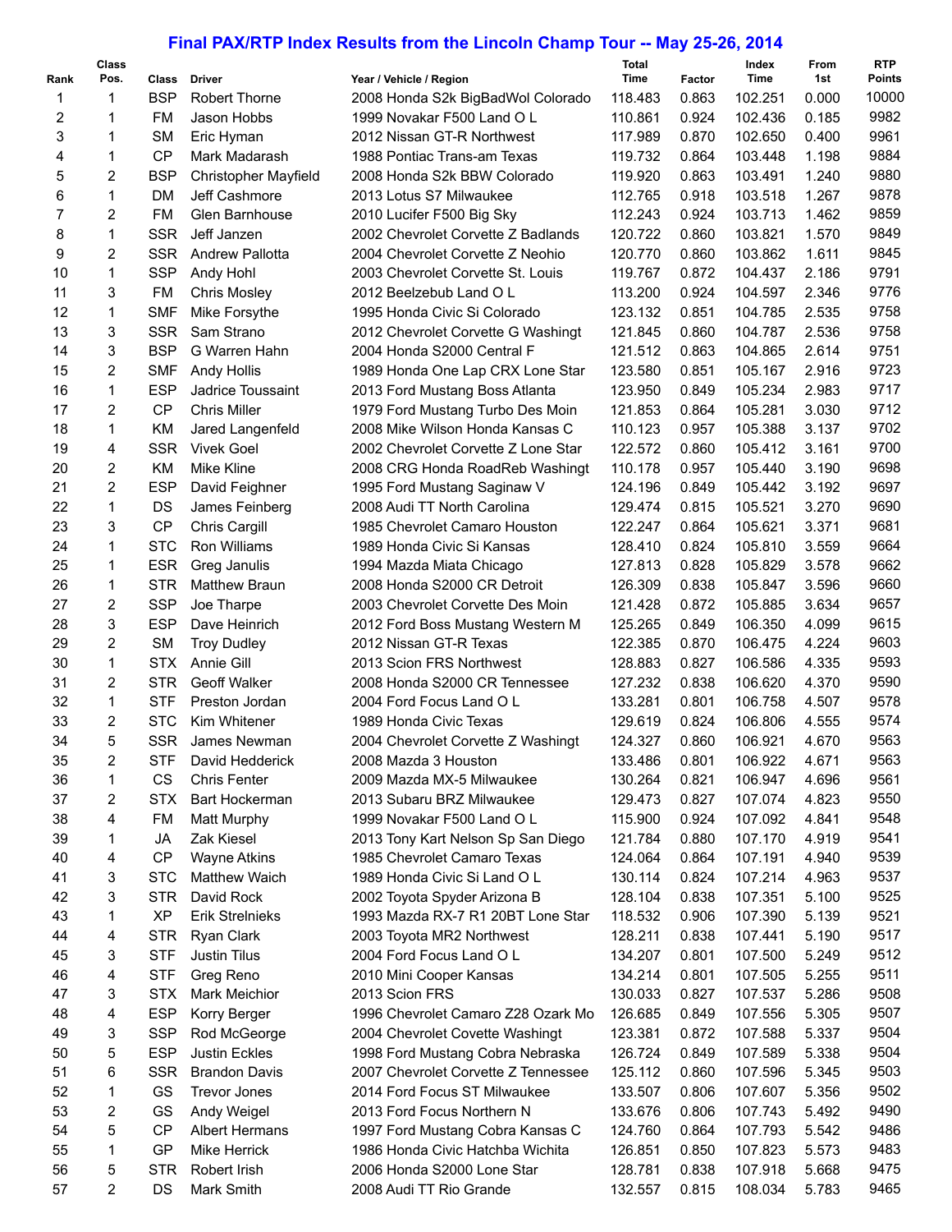# Final PAX/RTP Index Results from the Lincoln Champ Tour -- May 25-26, 2014

| Rank | Class Pos. | Class | Driver | Year / Vehicle / Region | Total Time | Factor | Index Time | From 1st | RTP Points |
|---|---|---|---|---|---|---|---|---|---|
| 1 | 1 | BSP | Robert Thorne | 2008 Honda S2k BigBadWol Colorado | 118.483 | 0.863 | 102.251 | 0.000 | 10000 |
| 2 | 1 | FM | Jason Hobbs | 1999 Novakar F500 Land O L | 110.861 | 0.924 | 102.436 | 0.185 | 9982 |
| 3 | 1 | SM | Eric Hyman | 2012 Nissan GT-R Northwest | 117.989 | 0.870 | 102.650 | 0.400 | 9961 |
| 4 | 1 | CP | Mark Madarash | 1988 Pontiac Trans-am Texas | 119.732 | 0.864 | 103.448 | 1.198 | 9884 |
| 5 | 2 | BSP | Christopher Mayfield | 2008 Honda S2k BBW Colorado | 119.920 | 0.863 | 103.491 | 1.240 | 9880 |
| 6 | 1 | DM | Jeff Cashmore | 2013 Lotus S7 Milwaukee | 112.765 | 0.918 | 103.518 | 1.267 | 9878 |
| 7 | 2 | FM | Glen Barnhouse | 2010 Lucifer F500 Big Sky | 112.243 | 0.924 | 103.713 | 1.462 | 9859 |
| 8 | 1 | SSR | Jeff Janzen | 2002 Chevrolet Corvette Z Badlands | 120.722 | 0.860 | 103.821 | 1.570 | 9849 |
| 9 | 2 | SSR | Andrew Pallotta | 2004 Chevrolet Corvette Z Neohio | 120.770 | 0.860 | 103.862 | 1.611 | 9845 |
| 10 | 1 | SSP | Andy Hohl | 2003 Chevrolet Corvette St. Louis | 119.767 | 0.872 | 104.437 | 2.186 | 9791 |
| 11 | 3 | FM | Chris Mosley | 2012 Beelzebub Land O L | 113.200 | 0.924 | 104.597 | 2.346 | 9776 |
| 12 | 1 | SMF | Mike Forsythe | 1995 Honda Civic Si Colorado | 123.132 | 0.851 | 104.785 | 2.535 | 9758 |
| 13 | 3 | SSR | Sam Strano | 2012 Chevrolet Corvette G Washingt | 121.845 | 0.860 | 104.787 | 2.536 | 9758 |
| 14 | 3 | BSP | G Warren Hahn | 2004 Honda S2000 Central F | 121.512 | 0.863 | 104.865 | 2.614 | 9751 |
| 15 | 2 | SMF | Andy Hollis | 1989 Honda One Lap CRX Lone Star | 123.580 | 0.851 | 105.167 | 2.916 | 9723 |
| 16 | 1 | ESP | Jadrice Toussaint | 2013 Ford Mustang Boss Atlanta | 123.950 | 0.849 | 105.234 | 2.983 | 9717 |
| 17 | 2 | CP | Chris Miller | 1979 Ford Mustang Turbo Des Moin | 121.853 | 0.864 | 105.281 | 3.030 | 9712 |
| 18 | 1 | KM | Jared Langenfeld | 2008 Mike Wilson Honda Kansas C | 110.123 | 0.957 | 105.388 | 3.137 | 9702 |
| 19 | 4 | SSR | Vivek Goel | 2002 Chevrolet Corvette Z Lone Star | 122.572 | 0.860 | 105.412 | 3.161 | 9700 |
| 20 | 2 | KM | Mike Kline | 2008 CRG Honda RoadReb Washingt | 110.178 | 0.957 | 105.440 | 3.190 | 9698 |
| 21 | 2 | ESP | David Feighner | 1995 Ford Mustang Saginaw V | 124.196 | 0.849 | 105.442 | 3.192 | 9697 |
| 22 | 1 | DS | James Feinberg | 2008 Audi TT North Carolina | 129.474 | 0.815 | 105.521 | 3.270 | 9690 |
| 23 | 3 | CP | Chris Cargill | 1985 Chevrolet Camaro Houston | 122.247 | 0.864 | 105.621 | 3.371 | 9681 |
| 24 | 1 | STC | Ron Williams | 1989 Honda Civic Si Kansas | 128.410 | 0.824 | 105.810 | 3.559 | 9664 |
| 25 | 1 | ESR | Greg Janulis | 1994 Mazda Miata Chicago | 127.813 | 0.828 | 105.829 | 3.578 | 9662 |
| 26 | 1 | STR | Matthew Braun | 2008 Honda S2000 CR Detroit | 126.309 | 0.838 | 105.847 | 3.596 | 9660 |
| 27 | 2 | SSP | Joe Tharpe | 2003 Chevrolet Corvette Des Moin | 121.428 | 0.872 | 105.885 | 3.634 | 9657 |
| 28 | 3 | ESP | Dave Heinrich | 2012 Ford Boss Mustang Western M | 125.265 | 0.849 | 106.350 | 4.099 | 9615 |
| 29 | 2 | SM | Troy Dudley | 2012 Nissan GT-R Texas | 122.385 | 0.870 | 106.475 | 4.224 | 9603 |
| 30 | 1 | STX | Annie Gill | 2013 Scion FRS Northwest | 128.883 | 0.827 | 106.586 | 4.335 | 9593 |
| 31 | 2 | STR | Geoff Walker | 2008 Honda S2000 CR Tennessee | 127.232 | 0.838 | 106.620 | 4.370 | 9590 |
| 32 | 1 | STF | Preston Jordan | 2004 Ford Focus Land O L | 133.281 | 0.801 | 106.758 | 4.507 | 9578 |
| 33 | 2 | STC | Kim Whitener | 1989 Honda Civic Texas | 129.619 | 0.824 | 106.806 | 4.555 | 9574 |
| 34 | 5 | SSR | James Newman | 2004 Chevrolet Corvette Z Washingt | 124.327 | 0.860 | 106.921 | 4.670 | 9563 |
| 35 | 2 | STF | David Hedderick | 2008 Mazda 3 Houston | 133.486 | 0.801 | 106.922 | 4.671 | 9563 |
| 36 | 1 | CS | Chris Fenter | 2009 Mazda MX-5 Milwaukee | 130.264 | 0.821 | 106.947 | 4.696 | 9561 |
| 37 | 2 | STX | Bart Hockerman | 2013 Subaru BRZ Milwaukee | 129.473 | 0.827 | 107.074 | 4.823 | 9550 |
| 38 | 4 | FM | Matt Murphy | 1999 Novakar F500 Land O L | 115.900 | 0.924 | 107.092 | 4.841 | 9548 |
| 39 | 1 | JA | Zak Kiesel | 2013 Tony Kart Nelson Sp San Diego | 121.784 | 0.880 | 107.170 | 4.919 | 9541 |
| 40 | 4 | CP | Wayne Atkins | 1985 Chevrolet Camaro Texas | 124.064 | 0.864 | 107.191 | 4.940 | 9539 |
| 41 | 3 | STC | Matthew Waich | 1989 Honda Civic Si Land O L | 130.114 | 0.824 | 107.214 | 4.963 | 9537 |
| 42 | 3 | STR | David Rock | 2002 Toyota Spyder Arizona B | 128.104 | 0.838 | 107.351 | 5.100 | 9525 |
| 43 | 1 | XP | Erik Strelnieks | 1993 Mazda RX-7 R1 20BT Lone Star | 118.532 | 0.906 | 107.390 | 5.139 | 9521 |
| 44 | 4 | STR | Ryan Clark | 2003 Toyota MR2 Northwest | 128.211 | 0.838 | 107.441 | 5.190 | 9517 |
| 45 | 3 | STF | Justin Tilus | 2004 Ford Focus Land O L | 134.207 | 0.801 | 107.500 | 5.249 | 9512 |
| 46 | 4 | STF | Greg Reno | 2010 Mini Cooper Kansas | 134.214 | 0.801 | 107.505 | 5.255 | 9511 |
| 47 | 3 | STX | Mark Meichior | 2013 Scion FRS | 130.033 | 0.827 | 107.537 | 5.286 | 9508 |
| 48 | 4 | ESP | Korry Berger | 1996 Chevrolet Camaro Z28 Ozark Mo | 126.685 | 0.849 | 107.556 | 5.305 | 9507 |
| 49 | 3 | SSP | Rod McGeorge | 2004 Chevrolet Covette Washingt | 123.381 | 0.872 | 107.588 | 5.337 | 9504 |
| 50 | 5 | ESP | Justin Eckles | 1998 Ford Mustang Cobra Nebraska | 126.724 | 0.849 | 107.589 | 5.338 | 9504 |
| 51 | 6 | SSR | Brandon Davis | 2007 Chevrolet Corvette Z Tennessee | 125.112 | 0.860 | 107.596 | 5.345 | 9503 |
| 52 | 1 | GS | Trevor Jones | 2014 Ford Focus ST Milwaukee | 133.507 | 0.806 | 107.607 | 5.356 | 9502 |
| 53 | 2 | GS | Andy Weigel | 2013 Ford Focus Northern N | 133.676 | 0.806 | 107.743 | 5.492 | 9490 |
| 54 | 5 | CP | Albert Hermans | 1997 Ford Mustang Cobra Kansas C | 124.760 | 0.864 | 107.793 | 5.542 | 9486 |
| 55 | 1 | GP | Mike Herrick | 1986 Honda Civic Hatchba Wichita | 126.851 | 0.850 | 107.823 | 5.573 | 9483 |
| 56 | 5 | STR | Robert Irish | 2006 Honda S2000 Lone Star | 128.781 | 0.838 | 107.918 | 5.668 | 9475 |
| 57 | 2 | DS | Mark Smith | 2008 Audi TT Rio Grande | 132.557 | 0.815 | 108.034 | 5.783 | 9465 |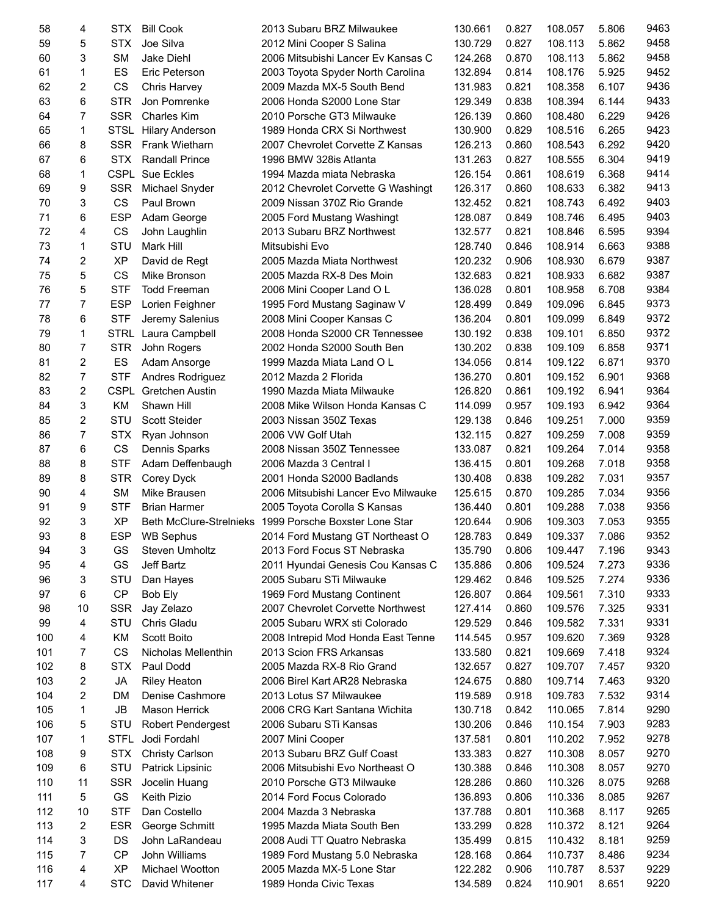| | | | | | | | | | |
|---|---|---|---|---|---|---|---|---|---|
| 58 | 4 | STX | Bill Cook | 2013 Subaru BRZ Milwaukee | 130.661 | 0.827 | 108.057 | 5.806 | 9463 |
| 59 | 5 | STX | Joe Silva | 2012 Mini Cooper S Salina | 130.729 | 0.827 | 108.113 | 5.862 | 9458 |
| 60 | 3 | SM | Jake Diehl | 2006 Mitsubishi Lancer Ev Kansas C | 124.268 | 0.870 | 108.113 | 5.862 | 9458 |
| 61 | 1 | ES | Eric Peterson | 2003 Toyota Spyder North Carolina | 132.894 | 0.814 | 108.176 | 5.925 | 9452 |
| 62 | 2 | CS | Chris Harvey | 2009 Mazda MX-5 South Bend | 131.983 | 0.821 | 108.358 | 6.107 | 9436 |
| 63 | 6 | STR | Jon Pomrenke | 2006 Honda S2000 Lone Star | 129.349 | 0.838 | 108.394 | 6.144 | 9433 |
| 64 | 7 | SSR | Charles Kim | 2010 Porsche GT3 Milwauke | 126.139 | 0.860 | 108.480 | 6.229 | 9426 |
| 65 | 1 | STSL | Hilary Anderson | 1989 Honda CRX Si Northwest | 130.900 | 0.829 | 108.516 | 6.265 | 9423 |
| 66 | 8 | SSR | Frank Wietharn | 2007 Chevrolet Corvette Z Kansas | 126.213 | 0.860 | 108.543 | 6.292 | 9420 |
| 67 | 6 | STX | Randall Prince | 1996 BMW 328is Atlanta | 131.263 | 0.827 | 108.555 | 6.304 | 9419 |
| 68 | 1 | CSPL | Sue Eckles | 1994 Mazda miata Nebraska | 126.154 | 0.861 | 108.619 | 6.368 | 9414 |
| 69 | 9 | SSR | Michael Snyder | 2012 Chevrolet Corvette G Washingt | 126.317 | 0.860 | 108.633 | 6.382 | 9413 |
| 70 | 3 | CS | Paul Brown | 2009 Nissan 370Z Rio Grande | 132.452 | 0.821 | 108.743 | 6.492 | 9403 |
| 71 | 6 | ESP | Adam George | 2005 Ford Mustang Washingt | 128.087 | 0.849 | 108.746 | 6.495 | 9403 |
| 72 | 4 | CS | John Laughlin | 2013 Subaru BRZ Northwest | 132.577 | 0.821 | 108.846 | 6.595 | 9394 |
| 73 | 1 | STU | Mark Hill | Mitsubishi Evo | 128.740 | 0.846 | 108.914 | 6.663 | 9388 |
| 74 | 2 | XP | David de Regt | 2005 Mazda Miata Northwest | 120.232 | 0.906 | 108.930 | 6.679 | 9387 |
| 75 | 5 | CS | Mike Bronson | 2005 Mazda RX-8 Des Moin | 132.683 | 0.821 | 108.933 | 6.682 | 9387 |
| 76 | 5 | STF | Todd Freeman | 2006 Mini Cooper Land O L | 136.028 | 0.801 | 108.958 | 6.708 | 9384 |
| 77 | 7 | ESP | Lorien Feighner | 1995 Ford Mustang Saginaw V | 128.499 | 0.849 | 109.096 | 6.845 | 9373 |
| 78 | 6 | STF | Jeremy Salenius | 2008 Mini Cooper Kansas C | 136.204 | 0.801 | 109.099 | 6.849 | 9372 |
| 79 | 1 | STRL | Laura Campbell | 2008 Honda S2000 CR Tennessee | 130.192 | 0.838 | 109.101 | 6.850 | 9372 |
| 80 | 7 | STR | John Rogers | 2002 Honda S2000 South Ben | 130.202 | 0.838 | 109.109 | 6.858 | 9371 |
| 81 | 2 | ES | Adam Ansorge | 1999 Mazda Miata Land O L | 134.056 | 0.814 | 109.122 | 6.871 | 9370 |
| 82 | 7 | STF | Andres Rodriguez | 2012 Mazda 2 Florida | 136.270 | 0.801 | 109.152 | 6.901 | 9368 |
| 83 | 2 | CSPL | Gretchen Austin | 1990 Mazda Miata Milwauke | 126.820 | 0.861 | 109.192 | 6.941 | 9364 |
| 84 | 3 | KM | Shawn Hill | 2008 Mike Wilson Honda Kansas C | 114.099 | 0.957 | 109.193 | 6.942 | 9364 |
| 85 | 2 | STU | Scott Steider | 2003 Nissan 350Z Texas | 129.138 | 0.846 | 109.251 | 7.000 | 9359 |
| 86 | 7 | STX | Ryan Johnson | 2006 VW Golf Utah | 132.115 | 0.827 | 109.259 | 7.008 | 9359 |
| 87 | 6 | CS | Dennis Sparks | 2008 Nissan 350Z Tennessee | 133.087 | 0.821 | 109.264 | 7.014 | 9358 |
| 88 | 8 | STF | Adam Deffenbaugh | 2006 Mazda 3 Central I | 136.415 | 0.801 | 109.268 | 7.018 | 9358 |
| 89 | 8 | STR | Corey Dyck | 2001 Honda S2000 Badlands | 130.408 | 0.838 | 109.282 | 7.031 | 9357 |
| 90 | 4 | SM | Mike Brausen | 2006 Mitsubishi Lancer Evo Milwaukee | 125.615 | 0.870 | 109.285 | 7.034 | 9356 |
| 91 | 9 | STF | Brian Harmer | 2005 Toyota Corolla S Kansas | 136.440 | 0.801 | 109.288 | 7.038 | 9356 |
| 92 | 3 | XP | Beth McClure-Strelnieks | 1999 Porsche Boxster Lone Star | 120.644 | 0.906 | 109.303 | 7.053 | 9355 |
| 93 | 8 | ESP | WB Sephus | 2014 Ford Mustang GT Northeast O | 128.783 | 0.849 | 109.337 | 7.086 | 9352 |
| 94 | 3 | GS | Steven Umholtz | 2013 Ford Focus ST Nebraska | 135.790 | 0.806 | 109.447 | 7.196 | 9343 |
| 95 | 4 | GS | Jeff Bartz | 2011 Hyundai Genesis Cou Kansas C | 135.886 | 0.806 | 109.524 | 7.273 | 9336 |
| 96 | 3 | STU | Dan Hayes | 2005 Subaru STi Milwauke | 129.462 | 0.846 | 109.525 | 7.274 | 9336 |
| 97 | 6 | CP | Bob Ely | 1969 Ford Mustang Continent | 126.807 | 0.864 | 109.561 | 7.310 | 9333 |
| 98 | 10 | SSR | Jay Zelazo | 2007 Chevrolet Corvette Northwest | 127.414 | 0.860 | 109.576 | 7.325 | 9331 |
| 99 | 4 | STU | Chris Gladu | 2005 Subaru WRX sti Colorado | 129.529 | 0.846 | 109.582 | 7.331 | 9331 |
| 100 | 4 | KM | Scott Boito | 2008 Intrepid Mod Honda East Tenne | 114.545 | 0.957 | 109.620 | 7.369 | 9328 |
| 101 | 7 | CS | Nicholas Mellenthin | 2013 Scion FRS Arkansas | 133.580 | 0.821 | 109.669 | 7.418 | 9324 |
| 102 | 8 | STX | Paul Dodd | 2005 Mazda RX-8 Rio Grand | 132.657 | 0.827 | 109.707 | 7.457 | 9320 |
| 103 | 2 | JA | Riley Heaton | 2006 Birel Kart AR28 Nebraska | 124.675 | 0.880 | 109.714 | 7.463 | 9320 |
| 104 | 2 | DM | Denise Cashmore | 2013 Lotus S7 Milwaukee | 119.589 | 0.918 | 109.783 | 7.532 | 9314 |
| 105 | 1 | JB | Mason Herrick | 2006 CRG Kart Santana Wichita | 130.718 | 0.842 | 110.065 | 7.814 | 9290 |
| 106 | 5 | STU | Robert Pendergest | 2006 Subaru STi Kansas | 130.206 | 0.846 | 110.154 | 7.903 | 9283 |
| 107 | 1 | STFL | Jodi Fordahl | 2007 Mini Cooper | 137.581 | 0.801 | 110.202 | 7.952 | 9278 |
| 108 | 9 | STX | Christy Carlson | 2013 Subaru BRZ Gulf Coast | 133.383 | 0.827 | 110.308 | 8.057 | 9270 |
| 109 | 6 | STU | Patrick Lipsinic | 2006 Mitsubishi Evo Northeast O | 130.388 | 0.846 | 110.308 | 8.057 | 9270 |
| 110 | 11 | SSR | Jocelin Huang | 2010 Porsche GT3 Milwauke | 128.286 | 0.860 | 110.326 | 8.075 | 9268 |
| 111 | 5 | GS | Keith Pizio | 2014 Ford Focus Colorado | 136.893 | 0.806 | 110.336 | 8.085 | 9267 |
| 112 | 10 | STF | Dan Costello | 2004 Mazda 3 Nebraska | 137.788 | 0.801 | 110.368 | 8.117 | 9265 |
| 113 | 2 | ESR | George Schmitt | 1995 Mazda Miata South Ben | 133.299 | 0.828 | 110.372 | 8.121 | 9264 |
| 114 | 3 | DS | John LaRandeau | 2008 Audi TT Quatro Nebraska | 135.499 | 0.815 | 110.432 | 8.181 | 9259 |
| 115 | 7 | CP | John Williams | 1989 Ford Mustang 5.0 Nebraska | 128.168 | 0.864 | 110.737 | 8.486 | 9234 |
| 116 | 4 | XP | Michael Wootton | 2005 Mazda MX-5 Lone Star | 122.282 | 0.906 | 110.787 | 8.537 | 9229 |
| 117 | 4 | STC | David Whitener | 1989 Honda Civic Texas | 134.589 | 0.824 | 110.901 | 8.651 | 9220 |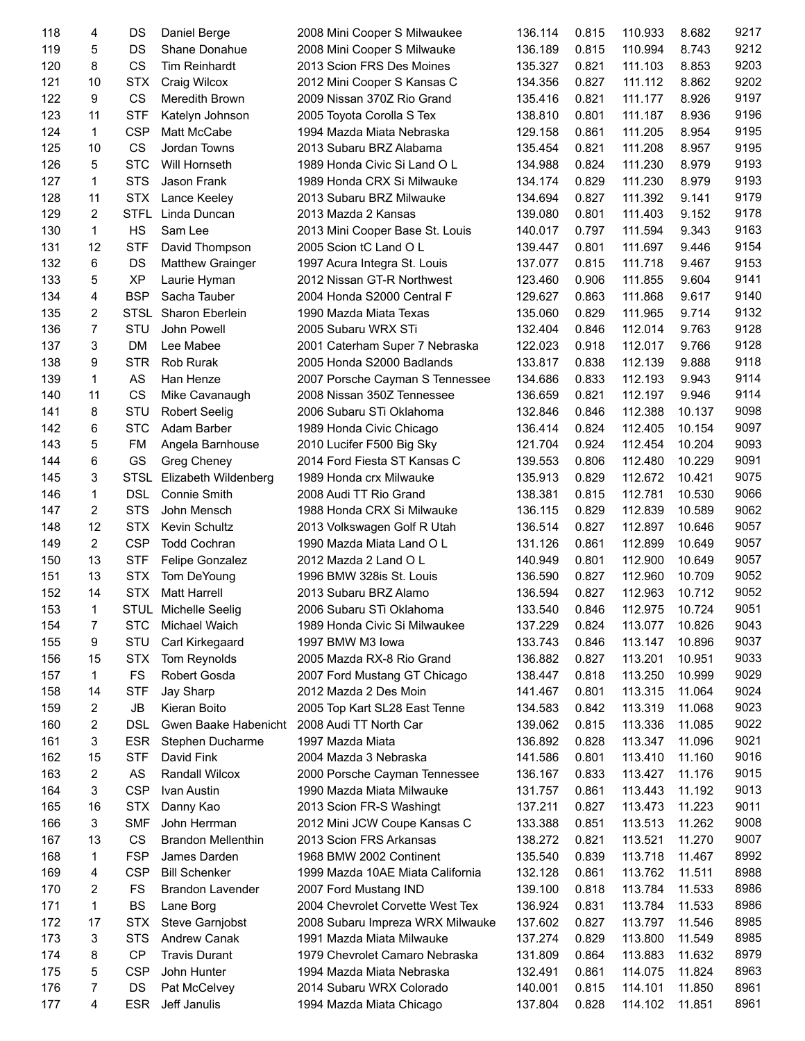| | | | | | | | | | |
|---|---|---|---|---|---|---|---|---|---|
| 118 | 4 | DS | Daniel Berge | 2008 Mini Cooper S Milwaukee | 136.114 | 0.815 | 110.933 | 8.682 | 9217 |
| 119 | 5 | DS | Shane Donahue | 2008 Mini Cooper S Milwauke | 136.189 | 0.815 | 110.994 | 8.743 | 9212 |
| 120 | 8 | CS | Tim Reinhardt | 2013 Scion FRS Des Moines | 135.327 | 0.821 | 111.103 | 8.853 | 9203 |
| 121 | 10 | STX | Craig Wilcox | 2012 Mini Cooper S Kansas C | 134.356 | 0.827 | 111.112 | 8.862 | 9202 |
| 122 | 9 | CS | Meredith Brown | 2009 Nissan 370Z Rio Grand | 135.416 | 0.821 | 111.177 | 8.926 | 9197 |
| 123 | 11 | STF | Katelyn Johnson | 2005 Toyota Corolla S Tex | 138.810 | 0.801 | 111.187 | 8.936 | 9196 |
| 124 | 1 | CSP | Matt McCabe | 1994 Mazda Miata Nebraska | 129.158 | 0.861 | 111.205 | 8.954 | 9195 |
| 125 | 10 | CS | Jordan Towns | 2013 Subaru BRZ Alabama | 135.454 | 0.821 | 111.208 | 8.957 | 9195 |
| 126 | 5 | STC | Will Hornseth | 1989 Honda Civic Si Land O L | 134.988 | 0.824 | 111.230 | 8.979 | 9193 |
| 127 | 1 | STS | Jason Frank | 1989 Honda CRX Si Milwaukee | 134.174 | 0.829 | 111.230 | 8.979 | 9193 |
| 128 | 11 | STX | Lance Keeley | 2013 Subaru BRZ Milwauke | 134.694 | 0.827 | 111.392 | 9.141 | 9179 |
| 129 | 2 | STFL | Linda Duncan | 2013 Mazda 2 Kansas | 139.080 | 0.801 | 111.403 | 9.152 | 9178 |
| 130 | 1 | HS | Sam Lee | 2013 Mini Cooper Base St. Louis | 140.017 | 0.797 | 111.594 | 9.343 | 9163 |
| 131 | 12 | STF | David Thompson | 2005 Scion tC Land O L | 139.447 | 0.801 | 111.697 | 9.446 | 9154 |
| 132 | 6 | DS | Matthew Grainger | 1997 Acura Integra St. Louis | 137.077 | 0.815 | 111.718 | 9.467 | 9153 |
| 133 | 5 | XP | Laurie Hyman | 2012 Nissan GT-R Northwest | 123.460 | 0.906 | 111.855 | 9.604 | 9141 |
| 134 | 4 | BSP | Sacha Tauber | 2004 Honda S2000 Central F | 129.627 | 0.863 | 111.868 | 9.617 | 9140 |
| 135 | 2 | STSL | Sharon Eberlein | 1990 Mazda Miata Texas | 135.060 | 0.829 | 111.965 | 9.714 | 9132 |
| 136 | 7 | STU | John Powell | 2005 Subaru WRX STi | 132.404 | 0.846 | 112.014 | 9.763 | 9128 |
| 137 | 3 | DM | Lee Mabee | 2001 Caterham Super 7 Nebraska | 122.023 | 0.918 | 112.017 | 9.766 | 9128 |
| 138 | 9 | STR | Rob Rurak | 2005 Honda S2000 Badlands | 133.817 | 0.838 | 112.139 | 9.888 | 9118 |
| 139 | 1 | AS | Han Henze | 2007 Porsche Cayman S Tennessee | 134.686 | 0.833 | 112.193 | 9.943 | 9114 |
| 140 | 11 | CS | Mike Cavanaugh | 2008 Nissan 350Z Tennessee | 136.659 | 0.821 | 112.197 | 9.946 | 9114 |
| 141 | 8 | STU | Robert Seelig | 2006 Subaru STi Oklahoma | 132.846 | 0.846 | 112.388 | 10.137 | 9098 |
| 142 | 6 | STC | Adam Barber | 1989 Honda Civic Chicago | 136.414 | 0.824 | 112.405 | 10.154 | 9097 |
| 143 | 5 | FM | Angela Barnhouse | 2010 Lucifer F500 Big Sky | 121.704 | 0.924 | 112.454 | 10.204 | 9093 |
| 144 | 6 | GS | Greg Cheney | 2014 Ford Fiesta ST Kansas C | 139.553 | 0.806 | 112.480 | 10.229 | 9091 |
| 145 | 3 | STSL | Elizabeth Wildenberg | 1989 Honda crx Milwauke | 135.913 | 0.829 | 112.672 | 10.421 | 9075 |
| 146 | 1 | DSL | Connie Smith | 2008 Audi TT Rio Grand | 138.381 | 0.815 | 112.781 | 10.530 | 9066 |
| 147 | 2 | STS | John Mensch | 1988 Honda CRX Si Milwauke | 136.115 | 0.829 | 112.839 | 10.589 | 9062 |
| 148 | 12 | STX | Kevin Schultz | 2013 Volkswagen Golf R Utah | 136.514 | 0.827 | 112.897 | 10.646 | 9057 |
| 149 | 2 | CSP | Todd Cochran | 1990 Mazda Miata Land O L | 131.126 | 0.861 | 112.899 | 10.649 | 9057 |
| 150 | 13 | STF | Felipe Gonzalez | 2012 Mazda 2 Land O L | 140.949 | 0.801 | 112.900 | 10.649 | 9057 |
| 151 | 13 | STX | Tom DeYoung | 1996 BMW 328is St. Louis | 136.590 | 0.827 | 112.960 | 10.709 | 9052 |
| 152 | 14 | STX | Matt Harrell | 2013 Subaru BRZ Alamo | 136.594 | 0.827 | 112.963 | 10.712 | 9052 |
| 153 | 1 | STUL | Michelle Seelig | 2006 Subaru STi Oklahoma | 133.540 | 0.846 | 112.975 | 10.724 | 9051 |
| 154 | 7 | STC | Michael Waich | 1989 Honda Civic Si Milwaukee | 137.229 | 0.824 | 113.077 | 10.826 | 9043 |
| 155 | 9 | STU | Carl Kirkegaard | 1997 BMW M3 Iowa | 133.743 | 0.846 | 113.147 | 10.896 | 9037 |
| 156 | 15 | STX | Tom Reynolds | 2005 Mazda RX-8 Rio Grand | 136.882 | 0.827 | 113.201 | 10.951 | 9033 |
| 157 | 1 | FS | Robert Gosda | 2007 Ford Mustang GT Chicago | 138.447 | 0.818 | 113.250 | 10.999 | 9029 |
| 158 | 14 | STF | Jay Sharp | 2012 Mazda 2 Des Moin | 141.467 | 0.801 | 113.315 | 11.064 | 9024 |
| 159 | 2 | JB | Kieran Boito | 2005 Top Kart SL28 East Tenne | 134.583 | 0.842 | 113.319 | 11.068 | 9023 |
| 160 | 2 | DSL | Gwen Baake Habenicht | 2008 Audi TT North Car | 139.062 | 0.815 | 113.336 | 11.085 | 9022 |
| 161 | 3 | ESR | Stephen Ducharme | 1997 Mazda Miata | 136.892 | 0.828 | 113.347 | 11.096 | 9021 |
| 162 | 15 | STF | David Fink | 2004 Mazda 3 Nebraska | 141.586 | 0.801 | 113.410 | 11.160 | 9016 |
| 163 | 2 | AS | Randall Wilcox | 2000 Porsche Cayman Tennessee | 136.167 | 0.833 | 113.427 | 11.176 | 9015 |
| 164 | 3 | CSP | Ivan Austin | 1990 Mazda Miata Milwauke | 131.757 | 0.861 | 113.443 | 11.192 | 9013 |
| 165 | 16 | STX | Danny Kao | 2013 Scion FR-S Washingt | 137.211 | 0.827 | 113.473 | 11.223 | 9011 |
| 166 | 3 | SMF | John Herrman | 2012 Mini JCW Coupe Kansas C | 133.388 | 0.851 | 113.513 | 11.262 | 9008 |
| 167 | 13 | CS | Brandon Mellenthin | 2013 Scion FRS Arkansas | 138.272 | 0.821 | 113.521 | 11.270 | 9007 |
| 168 | 1 | FSP | James Darden | 1968 BMW 2002 Continent | 135.540 | 0.839 | 113.718 | 11.467 | 8992 |
| 169 | 4 | CSP | Bill Schenker | 1999 Mazda 10AE Miata California | 132.128 | 0.861 | 113.762 | 11.511 | 8988 |
| 170 | 2 | FS | Brandon Lavender | 2007 Ford Mustang IND | 139.100 | 0.818 | 113.784 | 11.533 | 8986 |
| 171 | 1 | BS | Lane Borg | 2004 Chevrolet Corvette West Tex | 136.924 | 0.831 | 113.784 | 11.533 | 8986 |
| 172 | 17 | STX | Steve Garnjobst | 2008 Subaru Impreza WRX Milwauke | 137.602 | 0.827 | 113.797 | 11.546 | 8985 |
| 173 | 3 | STS | Andrew Canak | 1991 Mazda Miata Milwauke | 137.274 | 0.829 | 113.800 | 11.549 | 8985 |
| 174 | 8 | CP | Travis Durant | 1979 Chevrolet Camaro Nebraska | 131.809 | 0.864 | 113.883 | 11.632 | 8979 |
| 175 | 5 | CSP | John Hunter | 1994 Mazda Miata Nebraska | 132.491 | 0.861 | 114.075 | 11.824 | 8963 |
| 176 | 7 | DS | Pat McCelvey | 2014 Subaru WRX Colorado | 140.001 | 0.815 | 114.101 | 11.850 | 8961 |
| 177 | 4 | ESR | Jeff Janulis | 1994 Mazda Miata Chicago | 137.804 | 0.828 | 114.102 | 11.851 | 8961 |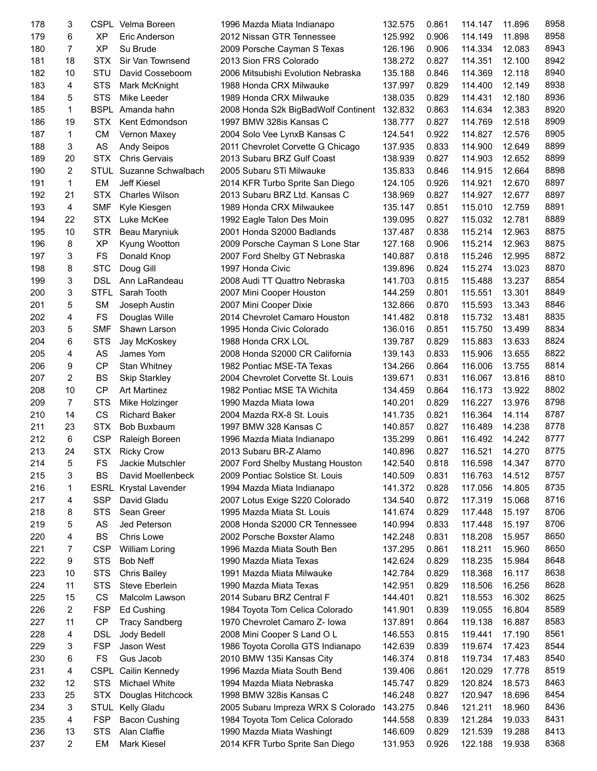| | | | | | | | | | |
|---|---|---|---|---|---|---|---|---|---|
| 178 | 3 | CSPL | Velma Boreen | 1996 Mazda Miata Indianapo | 132.575 | 0.861 | 114.147 | 11.896 | 8958 |
| 179 | 6 | XP | Eric Anderson | 2012 Nissan GTR Tennessee | 125.992 | 0.906 | 114.149 | 11.898 | 8958 |
| 180 | 7 | XP | Su Brude | 2009 Porsche Cayman S Texas | 126.196 | 0.906 | 114.334 | 12.083 | 8943 |
| 181 | 18 | STX | Sir Van Townsend | 2013 Sion FRS Colorado | 138.272 | 0.827 | 114.351 | 12.100 | 8942 |
| 182 | 10 | STU | David Cosseboom | 2006 Mitsubishi Evolution Nebraska | 135.188 | 0.846 | 114.369 | 12.118 | 8940 |
| 183 | 4 | STS | Mark McKnight | 1988 Honda CRX Milwauke | 137.997 | 0.829 | 114.400 | 12.149 | 8938 |
| 184 | 5 | STS | Mike Leeder | 1989 Honda CRX Milwauke | 138.035 | 0.829 | 114.431 | 12.180 | 8936 |
| 185 | 1 | BSPL | Amanda hahn | 2008 Honda S2k BigBadWolf Continent | 132.832 | 0.863 | 114.634 | 12.383 | 8920 |
| 186 | 19 | STX | Kent Edmondson | 1997 BMW 328is Kansas C | 138.777 | 0.827 | 114.769 | 12.518 | 8909 |
| 187 | 1 | CM | Vernon Maxey | 2004 Solo Vee LynxB Kansas C | 124.541 | 0.922 | 114.827 | 12.576 | 8905 |
| 188 | 3 | AS | Andy Seipos | 2011 Chevrolet Corvette G Chicago | 137.935 | 0.833 | 114.900 | 12.649 | 8899 |
| 189 | 20 | STX | Chris Gervais | 2013 Subaru BRZ Gulf Coast | 138.939 | 0.827 | 114.903 | 12.652 | 8899 |
| 190 | 2 | STUL | Suzanne Schwalbach | 2005 Subaru STi Milwauke | 135.833 | 0.846 | 114.915 | 12.664 | 8898 |
| 191 | 1 | EM | Jeff Kiesel | 2014 KFR Turbo Sprite San Diego | 124.105 | 0.926 | 114.921 | 12.670 | 8897 |
| 192 | 21 | STX | Charles Wilson | 2013 Subaru BRZ Ltd. Kansas C | 138.969 | 0.827 | 114.927 | 12.677 | 8897 |
| 193 | 4 | SMF | Kyle Kiesgen | 1989 Honda CRX Milwaukee | 135.147 | 0.851 | 115.010 | 12.759 | 8891 |
| 194 | 22 | STX | Luke McKee | 1992 Eagle Talon Des Moin | 139.095 | 0.827 | 115.032 | 12.781 | 8889 |
| 195 | 10 | STR | Beau Maryniuk | 2001 Honda S2000 Badlands | 137.487 | 0.838 | 115.214 | 12.963 | 8875 |
| 196 | 8 | XP | Kyung Wootton | 2009 Porsche Cayman S Lone Star | 127.168 | 0.906 | 115.214 | 12.963 | 8875 |
| 197 | 3 | FS | Donald Knop | 2007 Ford Shelby GT Nebraska | 140.887 | 0.818 | 115.246 | 12.995 | 8872 |
| 198 | 8 | STC | Doug Gill | 1997 Honda Civic | 139.896 | 0.824 | 115.274 | 13.023 | 8870 |
| 199 | 3 | DSL | Ann LaRandeau | 2008 Audi TT Quattro Nebraska | 141.703 | 0.815 | 115.488 | 13.237 | 8854 |
| 200 | 3 | STFL | Sarah Tooth | 2007 Mini Cooper Houston | 144.259 | 0.801 | 115.551 | 13.301 | 8849 |
| 201 | 5 | SM | Joseph Austin | 2007 Mini Cooper Dixie | 132.866 | 0.870 | 115.593 | 13.343 | 8846 |
| 202 | 4 | FS | Douglas Wille | 2014 Chevrolet Camaro Houston | 141.482 | 0.818 | 115.732 | 13.481 | 8835 |
| 203 | 5 | SMF | Shawn Larson | 1995 Honda Civic Colorado | 136.016 | 0.851 | 115.750 | 13.499 | 8834 |
| 204 | 6 | STS | Jay McKoskey | 1988 Honda CRX LOL | 139.787 | 0.829 | 115.883 | 13.633 | 8824 |
| 205 | 4 | AS | James Yom | 2008 Honda S2000 CR California | 139.143 | 0.833 | 115.906 | 13.655 | 8822 |
| 206 | 9 | CP | Stan Whitney | 1982 Pontiac MSE-TA Texas | 134.266 | 0.864 | 116.006 | 13.755 | 8814 |
| 207 | 2 | BS | Skip Starkley | 2004 Chevrolet Corvette St. Louis | 139.671 | 0.831 | 116.067 | 13.816 | 8810 |
| 208 | 10 | CP | Art Martinez | 1982 Pontiac MSE TA Wichita | 134.459 | 0.864 | 116.173 | 13.922 | 8802 |
| 209 | 7 | STS | Mike Holzinger | 1990 Mazda Miata Iowa | 140.201 | 0.829 | 116.227 | 13.976 | 8798 |
| 210 | 14 | CS | Richard Baker | 2004 Mazda RX-8 St. Louis | 141.735 | 0.821 | 116.364 | 14.114 | 8787 |
| 211 | 23 | STX | Bob Buxbaum | 1997 BMW 328 Kansas C | 140.857 | 0.827 | 116.489 | 14.238 | 8778 |
| 212 | 6 | CSP | Raleigh Boreen | 1996 Mazda Miata Indianapo | 135.299 | 0.861 | 116.492 | 14.242 | 8777 |
| 213 | 24 | STX | Ricky Crow | 2013 Subaru BR-Z Alamo | 140.896 | 0.827 | 116.521 | 14.270 | 8775 |
| 214 | 5 | FS | Jackie Mutschler | 2007 Ford Shelby Mustang Houston | 142.540 | 0.818 | 116.598 | 14.347 | 8770 |
| 215 | 3 | BS | David Moellenbeck | 2009 Pontiac Solstice St. Louis | 140.509 | 0.831 | 116.763 | 14.512 | 8757 |
| 216 | 1 | ESRL | Krystal Lavender | 1994 Mazda Miata Indianapo | 141.372 | 0.828 | 117.056 | 14.805 | 8735 |
| 217 | 4 | SSP | David Gladu | 2007 Lotus Exige S220 Colorado | 134.540 | 0.872 | 117.319 | 15.068 | 8716 |
| 218 | 8 | STS | Sean Greer | 1995 Mazda Miata St. Louis | 141.674 | 0.829 | 117.448 | 15.197 | 8706 |
| 219 | 5 | AS | Jed Peterson | 2008 Honda S2000 CR Tennessee | 140.994 | 0.833 | 117.448 | 15.197 | 8706 |
| 220 | 4 | BS | Chris Lowe | 2002 Porsche Boxster Alamo | 142.248 | 0.831 | 118.208 | 15.957 | 8650 |
| 221 | 7 | CSP | William Loring | 1996 Mazda Miata South Ben | 137.295 | 0.861 | 118.211 | 15.960 | 8650 |
| 222 | 9 | STS | Bob Neff | 1990 Mazda Miata Texas | 142.624 | 0.829 | 118.235 | 15.984 | 8648 |
| 223 | 10 | STS | Chris Bailey | 1991 Mazda Miata Milwauke | 142.784 | 0.829 | 118.368 | 16.117 | 8638 |
| 224 | 11 | STS | Steve Eberlein | 1990 Mazda Miata Texas | 142.951 | 0.829 | 118.506 | 16.256 | 8628 |
| 225 | 15 | CS | Malcolm Lawson | 2014 Subaru BRZ Central F | 144.401 | 0.821 | 118.553 | 16.302 | 8625 |
| 226 | 2 | FSP | Ed Cushing | 1984 Toyota Tom Celica Colorado | 141.901 | 0.839 | 119.055 | 16.804 | 8589 |
| 227 | 11 | CP | Tracy Sandberg | 1970 Chevrolet Camaro Z- Iowa | 137.891 | 0.864 | 119.138 | 16.887 | 8583 |
| 228 | 4 | DSL | Jody Bedell | 2008 Mini Cooper S Land O L | 146.553 | 0.815 | 119.441 | 17.190 | 8561 |
| 229 | 3 | FSP | Jason West | 1986 Toyota Corolla GTS Indianapo | 142.639 | 0.839 | 119.674 | 17.423 | 8544 |
| 230 | 6 | FS | Gus Jacob | 2010 BMW 135i Kansas City | 146.374 | 0.818 | 119.734 | 17.483 | 8540 |
| 231 | 4 | CSPL | Cailin Kennedy | 1996 Mazda Miata South Bend | 139.406 | 0.861 | 120.029 | 17.778 | 8519 |
| 232 | 12 | STS | Michael White | 1994 Mazda Miata Nebraska | 145.747 | 0.829 | 120.824 | 18.573 | 8463 |
| 233 | 25 | STX | Douglas Hitchcock | 1998 BMW 328is Kansas C | 146.248 | 0.827 | 120.947 | 18.696 | 8454 |
| 234 | 3 | STUL | Kelly Gladu | 2005 Subaru Impreza WRX S Colorado | 143.275 | 0.846 | 121.211 | 18.960 | 8436 |
| 235 | 4 | FSP | Bacon Cushing | 1984 Toyota Tom Celica Colorado | 144.558 | 0.839 | 121.284 | 19.033 | 8431 |
| 236 | 13 | STS | Alan Claffie | 1990 Mazda Miata Washingt | 146.609 | 0.829 | 121.539 | 19.288 | 8413 |
| 237 | 2 | EM | Mark Kiesel | 2014 KFR Turbo Sprite San Diego | 131.953 | 0.926 | 122.188 | 19.938 | 8368 |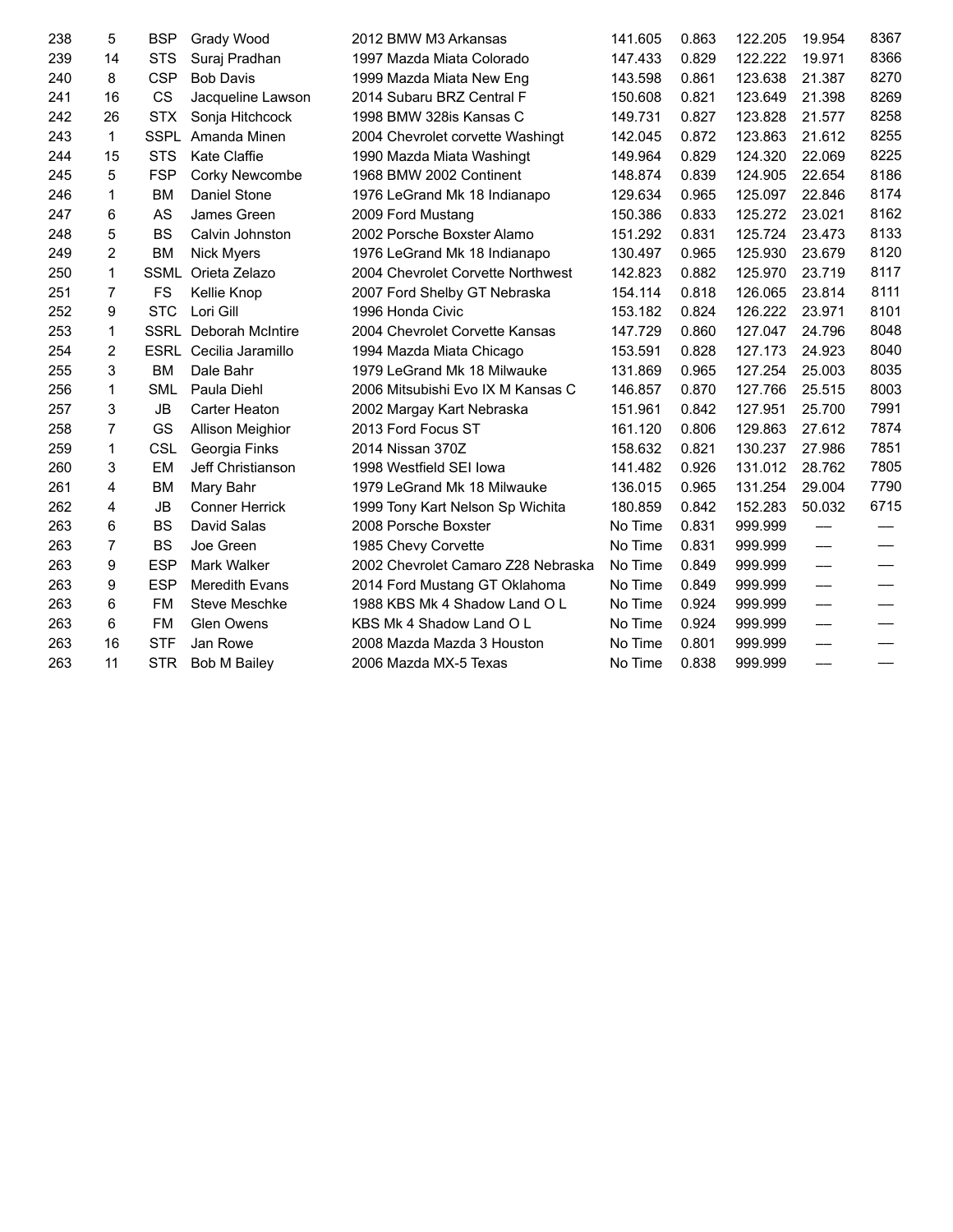| | | | | | | | | | |
|---|---|---|---|---|---|---|---|---|---|
| 238 | 5 | BSP | Grady Wood | 2012 BMW M3 Arkansas | 141.605 | 0.863 | 122.205 | 19.954 | 8367 |
| 239 | 14 | STS | Suraj Pradhan | 1997 Mazda Miata Colorado | 147.433 | 0.829 | 122.222 | 19.971 | 8366 |
| 240 | 8 | CSP | Bob Davis | 1999 Mazda Miata New Eng | 143.598 | 0.861 | 123.638 | 21.387 | 8270 |
| 241 | 16 | CS | Jacqueline Lawson | 2014 Subaru BRZ Central F | 150.608 | 0.821 | 123.649 | 21.398 | 8269 |
| 242 | 26 | STX | Sonja Hitchcock | 1998 BMW 328is Kansas C | 149.731 | 0.827 | 123.828 | 21.577 | 8258 |
| 243 | 1 | SSPL | Amanda Minen | 2004 Chevrolet corvette Washingt | 142.045 | 0.872 | 123.863 | 21.612 | 8255 |
| 244 | 15 | STS | Kate Claffie | 1990 Mazda Miata Washingt | 149.964 | 0.829 | 124.320 | 22.069 | 8225 |
| 245 | 5 | FSP | Corky Newcombe | 1968 BMW 2002 Continent | 148.874 | 0.839 | 124.905 | 22.654 | 8186 |
| 246 | 1 | BM | Daniel Stone | 1976 LeGrand Mk 18 Indianapo | 129.634 | 0.965 | 125.097 | 22.846 | 8174 |
| 247 | 6 | AS | James Green | 2009 Ford Mustang | 150.386 | 0.833 | 125.272 | 23.021 | 8162 |
| 248 | 5 | BS | Calvin Johnston | 2002 Porsche Boxster Alamo | 151.292 | 0.831 | 125.724 | 23.473 | 8133 |
| 249 | 2 | BM | Nick Myers | 1976 LeGrand Mk 18 Indianapo | 130.497 | 0.965 | 125.930 | 23.679 | 8120 |
| 250 | 1 | SSML | Orieta Zelazo | 2004 Chevrolet Corvette Northwest | 142.823 | 0.882 | 125.970 | 23.719 | 8117 |
| 251 | 7 | FS | Kellie Knop | 2007 Ford Shelby GT Nebraska | 154.114 | 0.818 | 126.065 | 23.814 | 8111 |
| 252 | 9 | STC | Lori Gill | 1996 Honda Civic | 153.182 | 0.824 | 126.222 | 23.971 | 8101 |
| 253 | 1 | SSRL | Deborah McIntire | 2004 Chevrolet Corvette Kansas | 147.729 | 0.860 | 127.047 | 24.796 | 8048 |
| 254 | 2 | ESRL | Cecilia Jaramillo | 1994 Mazda Miata Chicago | 153.591 | 0.828 | 127.173 | 24.923 | 8040 |
| 255 | 3 | BM | Dale Bahr | 1979 LeGrand Mk 18 Milwauke | 131.869 | 0.965 | 127.254 | 25.003 | 8035 |
| 256 | 1 | SML | Paula Diehl | 2006 Mitsubishi Evo IX M Kansas C | 146.857 | 0.870 | 127.766 | 25.515 | 8003 |
| 257 | 3 | JB | Carter Heaton | 2002 Margay Kart Nebraska | 151.961 | 0.842 | 127.951 | 25.700 | 7991 |
| 258 | 7 | GS | Allison Meighior | 2013 Ford Focus ST | 161.120 | 0.806 | 129.863 | 27.612 | 7874 |
| 259 | 1 | CSL | Georgia Finks | 2014 Nissan 370Z | 158.632 | 0.821 | 130.237 | 27.986 | 7851 |
| 260 | 3 | EM | Jeff Christianson | 1998 Westfield SEI Iowa | 141.482 | 0.926 | 131.012 | 28.762 | 7805 |
| 261 | 4 | BM | Mary Bahr | 1979 LeGrand Mk 18 Milwauke | 136.015 | 0.965 | 131.254 | 29.004 | 7790 |
| 262 | 4 | JB | Conner Herrick | 1999 Tony Kart Nelson Sp Wichita | 180.859 | 0.842 | 152.283 | 50.032 | 6715 |
| 263 | 6 | BS | David Salas | 2008 Porsche Boxster | No Time | 0.831 | 999.999 | — | — |
| 263 | 7 | BS | Joe Green | 1985 Chevy Corvette | No Time | 0.831 | 999.999 | — | — |
| 263 | 9 | ESP | Mark Walker | 2002 Chevrolet Camaro Z28 Nebraska | No Time | 0.849 | 999.999 | — | — |
| 263 | 9 | ESP | Meredith Evans | 2014 Ford Mustang GT Oklahoma | No Time | 0.849 | 999.999 | — | — |
| 263 | 6 | FM | Steve Meschke | 1988 KBS Mk 4 Shadow Land O L | No Time | 0.924 | 999.999 | — | — |
| 263 | 6 | FM | Glen Owens | KBS Mk 4 Shadow Land O L | No Time | 0.924 | 999.999 | — | — |
| 263 | 16 | STF | Jan Rowe | 2008 Mazda Mazda 3 Houston | No Time | 0.801 | 999.999 | — | — |
| 263 | 11 | STR | Bob M Bailey | 2006 Mazda MX-5 Texas | No Time | 0.838 | 999.999 | — | — |